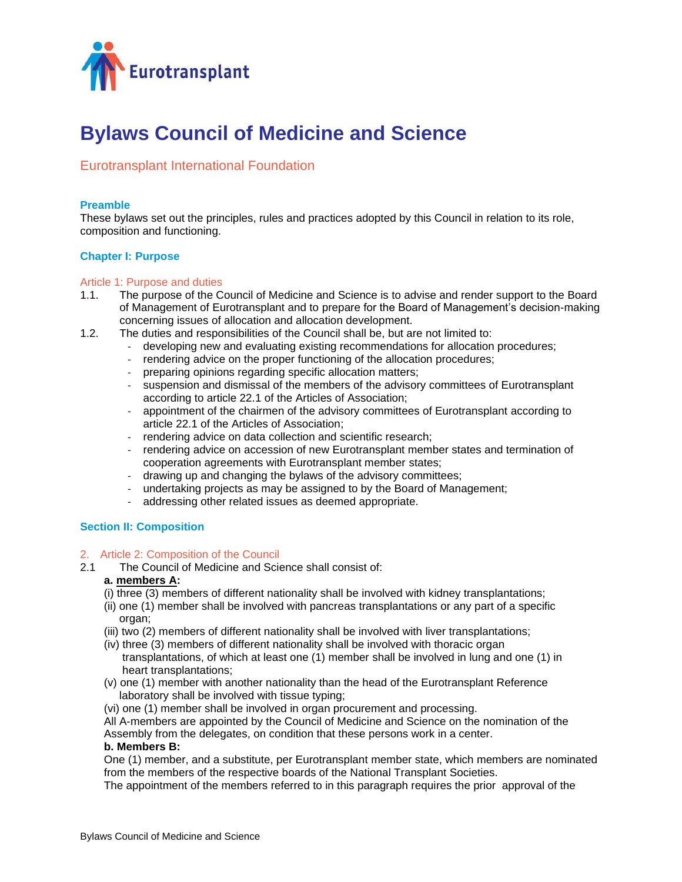Eurotransplant

# Bylaws Council of Medicine and Science

## Eurotransplant International Foundation

### Preamble

These bylaws set out the principles, rules and practices adopted by this Council in relation to its role, composition and functioning.

### Chapter I: Purpose

#### Article 1: Purpose and duties

1.1. The purpose of the Council of Medicine and Science is to advise and render support to the Board of Management of Eurotransplant and to prepare for the Board of Management's decision-making concerning issues of allocation and allocation development.

1.2. The duties and responsibilities of the Council shall be, but are not limited to:
- developing new and evaluating existing recommendations for allocation procedures;
- rendering advice on the proper functioning of the allocation procedures;
- preparing opinions regarding specific allocation matters;
- suspension and dismissal of the members of the advisory committees of Eurotransplant according to article 22.1 of the Articles of Association;
- appointment of the chairmen of the advisory committees of Eurotransplant according to article 22.1 of the Articles of Association;
- rendering advice on data collection and scientific research;
- rendering advice on accession of new Eurotransplant member states and termination of cooperation agreements with Eurotransplant member states;
- drawing up and changing the bylaws of the advisory committees;
- undertaking projects as may be assigned to by the Board of Management;
- addressing other related issues as deemed appropriate.

### Section II: Composition

#### 2. Article 2: Composition of the Council

2.1 The Council of Medicine and Science shall consist of:

**a. <u>members A</u>:**

(i) three (3) members of different nationality shall be involved with kidney transplantations;
(ii) one (1) member shall be involved with pancreas transplantations or any part of a specific organ;
(iii) two (2) members of different nationality shall be involved with liver transplantations;
(iv) three (3) members of different nationality shall be involved with thoracic organ transplantations, of which at least one (1) member shall be involved in lung and one (1) in heart transplantations;
(v) one (1) member with another nationality than the head of the Eurotransplant Reference laboratory shall be involved with tissue typing;
(vi) one (1) member shall be involved in organ procurement and processing.

All A-members are appointed by the Council of Medicine and Science on the nomination of the Assembly from the delegates, on condition that these persons work in a center.

**b. Members B:**

One (1) member, and a substitute, per Eurotransplant member state, which members are nominated from the members of the respective boards of the National Transplant Societies.
The appointment of the members referred to in this paragraph requires the prior approval of the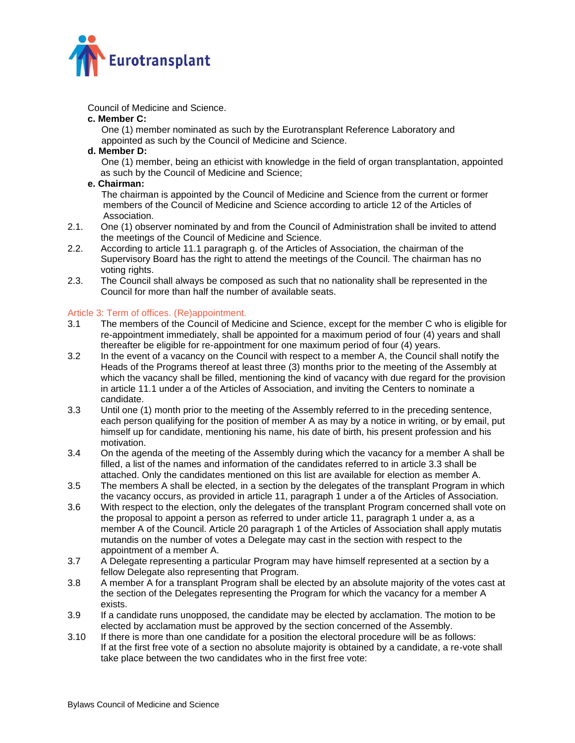Council of Medicine and Science.

**c. Member C:**

One (1) member nominated as such by the Eurotransplant Reference Laboratory and appointed as such by the Council of Medicine and Science.

**d. Member D:**

One (1) member, being an ethicist with knowledge in the field of organ transplantation, appointed as such by the Council of Medicine and Science;

**e. Chairman:**

The chairman is appointed by the Council of Medicine and Science from the current or former members of the Council of Medicine and Science according to article 12 of the Articles of Association.

2.1. One (1) observer nominated by and from the Council of Administration shall be invited to attend the meetings of the Council of Medicine and Science.

2.2. According to article 11.1 paragraph g. of the Articles of Association, the chairman of the Supervisory Board has the right to attend the meetings of the Council. The chairman has no voting rights.

2.3. The Council shall always be composed as such that no nationality shall be represented in the Council for more than half the number of available seats.

## Article 3: Term of offices. (Re)appointment.

3.1 The members of the Council of Medicine and Science, except for the member C who is eligible for re-appointment immediately, shall be appointed for a maximum period of four (4) years and shall thereafter be eligible for re-appointment for one maximum period of four (4) years.

3.2 In the event of a vacancy on the Council with respect to a member A, the Council shall notify the Heads of the Programs thereof at least three (3) months prior to the meeting of the Assembly at which the vacancy shall be filled, mentioning the kind of vacancy with due regard for the provision in article 11.1 under a of the Articles of Association, and inviting the Centers to nominate a candidate.

3.3 Until one (1) month prior to the meeting of the Assembly referred to in the preceding sentence, each person qualifying for the position of member A as may by a notice in writing, or by email, put himself up for candidate, mentioning his name, his date of birth, his present profession and his motivation.

3.4 On the agenda of the meeting of the Assembly during which the vacancy for a member A shall be filled, a list of the names and information of the candidates referred to in article 3.3 shall be attached. Only the candidates mentioned on this list are available for election as member A.

3.5 The members A shall be elected, in a section by the delegates of the transplant Program in which the vacancy occurs, as provided in article 11, paragraph 1 under a of the Articles of Association.

3.6 With respect to the election, only the delegates of the transplant Program concerned shall vote on the proposal to appoint a person as referred to under article 11, paragraph 1 under a, as a member A of the Council. Article 20 paragraph 1 of the Articles of Association shall apply mutatis mutandis on the number of votes a Delegate may cast in the section with respect to the appointment of a member A.

3.7 A Delegate representing a particular Program may have himself represented at a section by a fellow Delegate also representing that Program.

3.8 A member A for a transplant Program shall be elected by an absolute majority of the votes cast at the section of the Delegates representing the Program for which the vacancy for a member A exists.

3.9 If a candidate runs unopposed, the candidate may be elected by acclamation. The motion to be elected by acclamation must be approved by the section concerned of the Assembly.

3.10 If there is more than one candidate for a position the electoral procedure will be as follows: If at the first free vote of a section no absolute majority is obtained by a candidate, a re-vote shall take place between the two candidates who in the first free vote: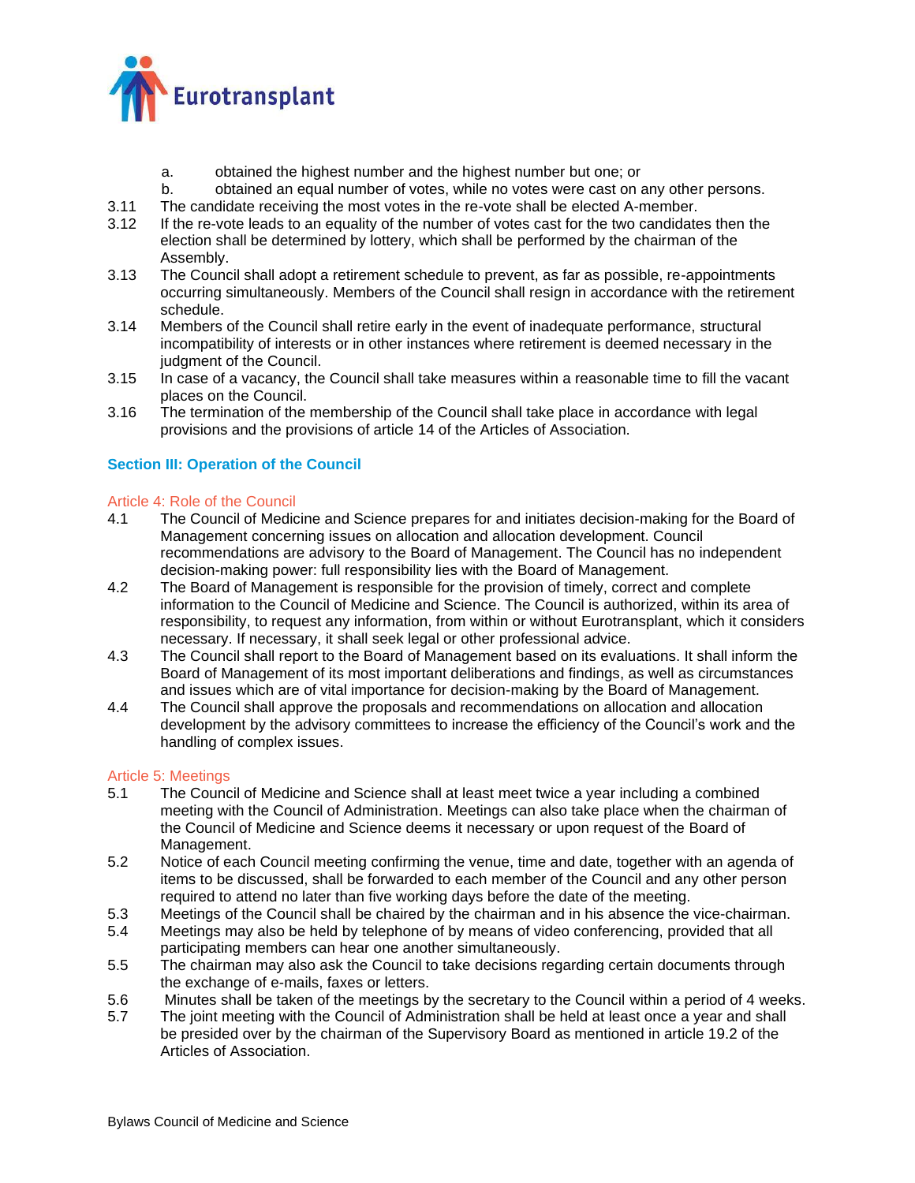a. obtained the highest number and the highest number but one; or

b. obtained an equal number of votes, while no votes were cast on any other persons.

3.11 The candidate receiving the most votes in the re-vote shall be elected A-member.

3.12 If the re-vote leads to an equality of the number of votes cast for the two candidates then the election shall be determined by lottery, which shall be performed by the chairman of the Assembly.

3.13 The Council shall adopt a retirement schedule to prevent, as far as possible, re-appointments occurring simultaneously. Members of the Council shall resign in accordance with the retirement schedule.

3.14 Members of the Council shall retire early in the event of inadequate performance, structural incompatibility of interests or in other instances where retirement is deemed necessary in the judgment of the Council.

3.15 In case of a vacancy, the Council shall take measures within a reasonable time to fill the vacant places on the Council.

3.16 The termination of the membership of the Council shall take place in accordance with legal provisions and the provisions of article 14 of the Articles of Association.

## Section III: Operation of the Council

### Article 4: Role of the Council

4.1 The Council of Medicine and Science prepares for and initiates decision-making for the Board of Management concerning issues on allocation and allocation development. Council recommendations are advisory to the Board of Management. The Council has no independent decision-making power: full responsibility lies with the Board of Management.

4.2 The Board of Management is responsible for the provision of timely, correct and complete information to the Council of Medicine and Science. The Council is authorized, within its area of responsibility, to request any information, from within or without Eurotransplant, which it considers necessary. If necessary, it shall seek legal or other professional advice.

4.3 The Council shall report to the Board of Management based on its evaluations. It shall inform the Board of Management of its most important deliberations and findings, as well as circumstances and issues which are of vital importance for decision-making by the Board of Management.

4.4 The Council shall approve the proposals and recommendations on allocation and allocation development by the advisory committees to increase the efficiency of the Council's work and the handling of complex issues.

### Article 5: Meetings

5.1 The Council of Medicine and Science shall at least meet twice a year including a combined meeting with the Council of Administration. Meetings can also take place when the chairman of the Council of Medicine and Science deems it necessary or upon request of the Board of Management.

5.2 Notice of each Council meeting confirming the venue, time and date, together with an agenda of items to be discussed, shall be forwarded to each member of the Council and any other person required to attend no later than five working days before the date of the meeting.

5.3 Meetings of the Council shall be chaired by the chairman and in his absence the vice-chairman.

5.4 Meetings may also be held by telephone of by means of video conferencing, provided that all participating members can hear one another simultaneously.

5.5 The chairman may also ask the Council to take decisions regarding certain documents through the exchange of e-mails, faxes or letters.

5.6 Minutes shall be taken of the meetings by the secretary to the Council within a period of 4 weeks.

5.7 The joint meeting with the Council of Administration shall be held at least once a year and shall be presided over by the chairman of the Supervisory Board as mentioned in article 19.2 of the Articles of Association.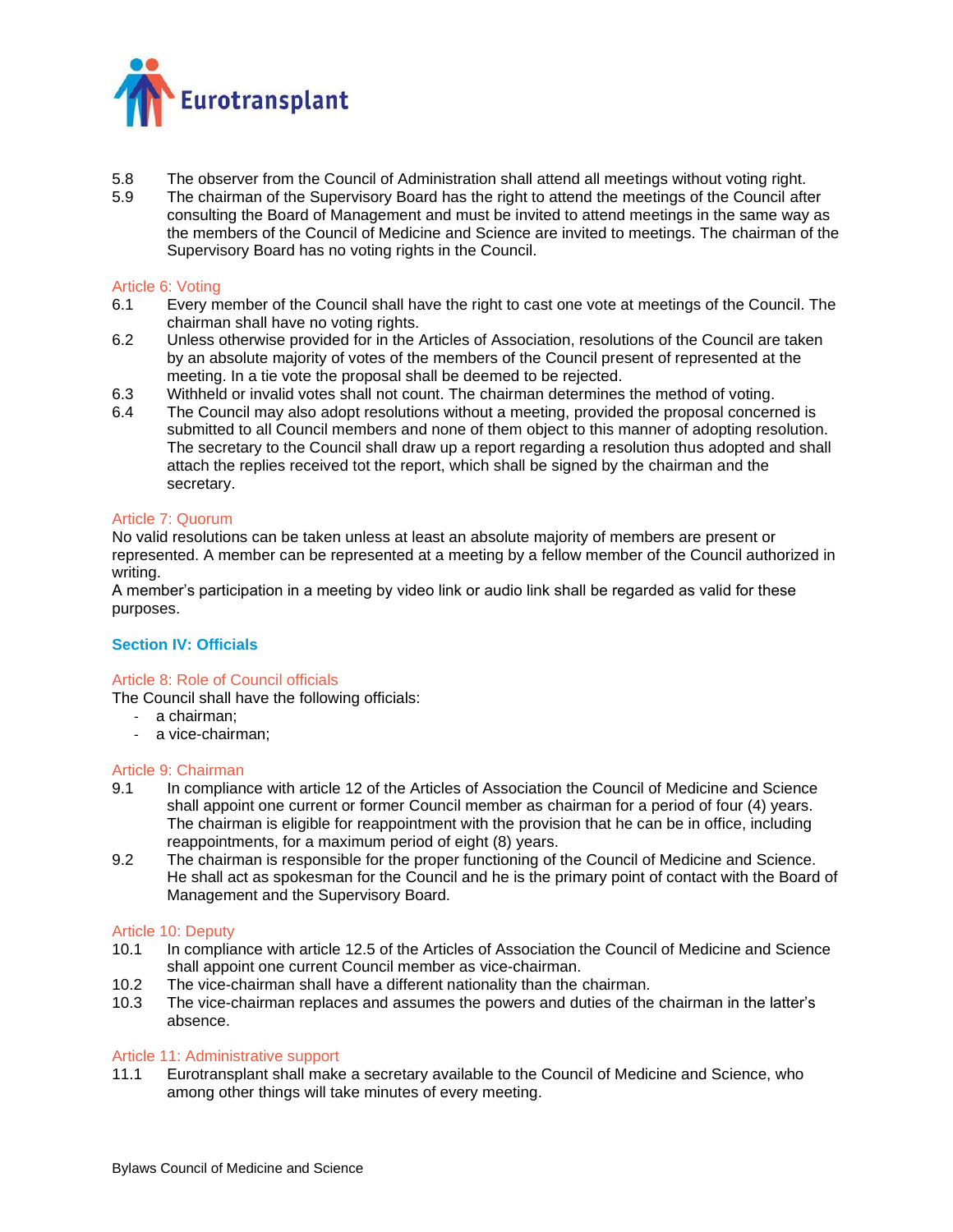5.8 The observer from the Council of Administration shall attend all meetings without voting right.

5.9 The chairman of the Supervisory Board has the right to attend the meetings of the Council after consulting the Board of Management and must be invited to attend meetings in the same way as the members of the Council of Medicine and Science are invited to meetings. The chairman of the Supervisory Board has no voting rights in the Council.

### Article 6: Voting

6.1 Every member of the Council shall have the right to cast one vote at meetings of the Council. The chairman shall have no voting rights.

6.2 Unless otherwise provided for in the Articles of Association, resolutions of the Council are taken by an absolute majority of votes of the members of the Council present of represented at the meeting. In a tie vote the proposal shall be deemed to be rejected.

6.3 Withheld or invalid votes shall not count. The chairman determines the method of voting.

6.4 The Council may also adopt resolutions without a meeting, provided the proposal concerned is submitted to all Council members and none of them object to this manner of adopting resolution. The secretary to the Council shall draw up a report regarding a resolution thus adopted and shall attach the replies received tot the report, which shall be signed by the chairman and the secretary.

### Article 7: Quorum

No valid resolutions can be taken unless at least an absolute majority of members are present or represented. A member can be represented at a meeting by a fellow member of the Council authorized in writing.

A member's participation in a meeting by video link or audio link shall be regarded as valid for these purposes.

## Section IV: Officials

### Article 8: Role of Council officials

The Council shall have the following officials:

- a chairman;
- a vice-chairman;

### Article 9: Chairman

9.1 In compliance with article 12 of the Articles of Association the Council of Medicine and Science shall appoint one current or former Council member as chairman for a period of four (4) years. The chairman is eligible for reappointment with the provision that he can be in office, including reappointments, for a maximum period of eight (8) years.

9.2 The chairman is responsible for the proper functioning of the Council of Medicine and Science. He shall act as spokesman for the Council and he is the primary point of contact with the Board of Management and the Supervisory Board.

### Article 10: Deputy

10.1 In compliance with article 12.5 of the Articles of Association the Council of Medicine and Science shall appoint one current Council member as vice-chairman.

10.2 The vice-chairman shall have a different nationality than the chairman.

10.3 The vice-chairman replaces and assumes the powers and duties of the chairman in the latter's absence.

### Article 11: Administrative support

11.1 Eurotransplant shall make a secretary available to the Council of Medicine and Science, who among other things will take minutes of every meeting.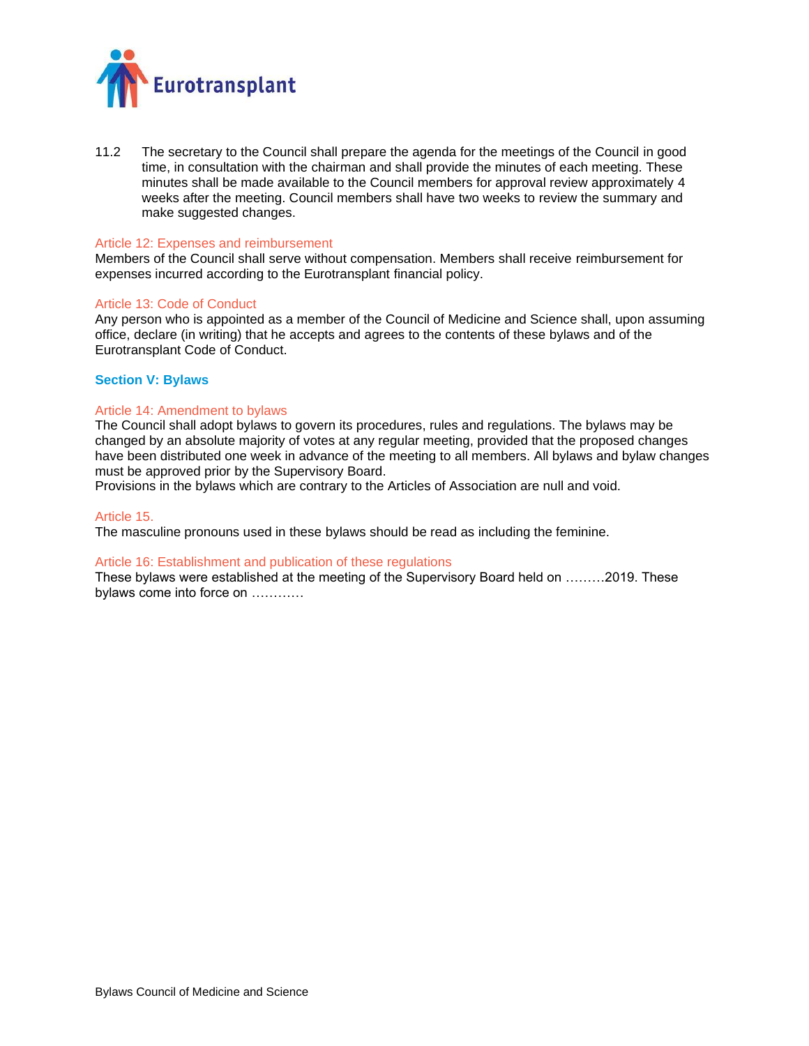11.2 The secretary to the Council shall prepare the agenda for the meetings of the Council in good time, in consultation with the chairman and shall provide the minutes of each meeting. These minutes shall be made available to the Council members for approval review approximately 4 weeks after the meeting. Council members shall have two weeks to review the summary and make suggested changes.

### Article 12: Expenses and reimbursement

Members of the Council shall serve without compensation. Members shall receive reimbursement for expenses incurred according to the Eurotransplant financial policy.

### Article 13: Code of Conduct

Any person who is appointed as a member of the Council of Medicine and Science shall, upon assuming office, declare (in writing) that he accepts and agrees to the contents of these bylaws and of the Eurotransplant Code of Conduct.

## Section V: Bylaws

### Article 14: Amendment to bylaws

The Council shall adopt bylaws to govern its procedures, rules and regulations. The bylaws may be changed by an absolute majority of votes at any regular meeting, provided that the proposed changes have been distributed one week in advance of the meeting to all members. All bylaws and bylaw changes must be approved prior by the Supervisory Board.
Provisions in the bylaws which are contrary to the Articles of Association are null and void.

### Article 15.

The masculine pronouns used in these bylaws should be read as including the feminine.

### Article 16: Establishment and publication of these regulations

These bylaws were established at the meeting of the Supervisory Board held on ………2019. These bylaws come into force on …………